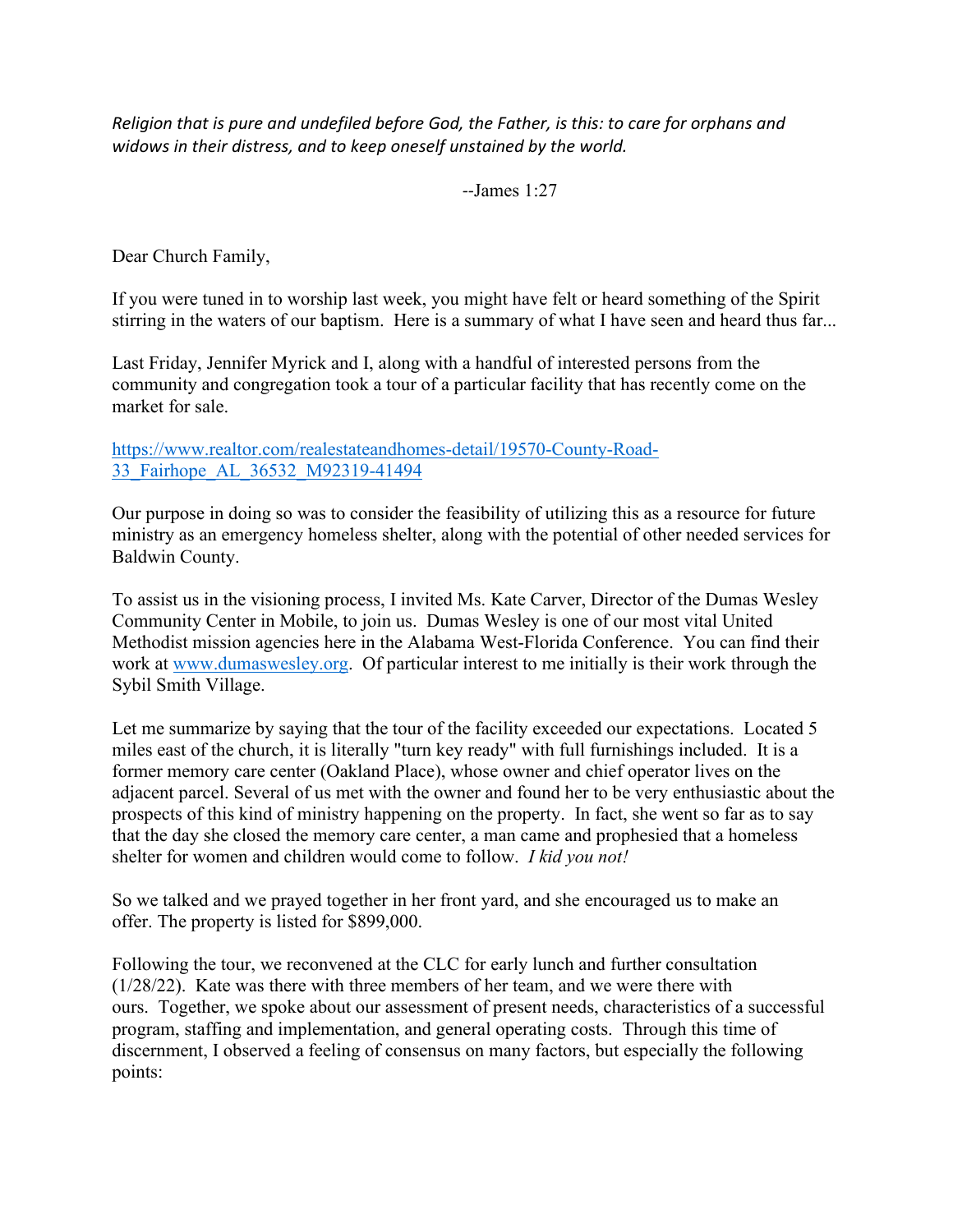*Religion that is pure and undefiled before God, the Father, is this: to care for orphans and widows in their distress, and to keep oneself unstained by the world.*

--James 1:27

Dear Church Family,

If you were tuned in to worship last week, you might have felt or heard something of the Spirit stirring in the waters of our baptism. Here is a summary of what I have seen and heard thus far...

Last Friday, Jennifer Myrick and I, along with a handful of interested persons from the community and congregation took a tour of a particular facility that has recently come on the market for sale.

[https://www.realtor.com/realestateandhomes-detail/19570-County-Road-33_Fairhope_AL_36532_M92319-41494](https://www.realtor.com/realestateandhomes-detail/19570-County-Road-33_Fairhope_AL_36532_M92319-41494)

Our purpose in doing so was to consider the feasibility of utilizing this as a resource for future ministry as an emergency homeless shelter, along with the potential of other needed services for Baldwin County.

To assist us in the visioning process, I invited Ms. Kate Carver, Director of the Dumas Wesley Community Center in Mobile, to join us. Dumas Wesley is one of our most vital United Methodist mission agencies here in the Alabama West-Florida Conference. You can find their work at [www.dumaswesley.org](http://www.dumaswesley.org). Of particular interest to me initially is their work through the Sybil Smith Village.

Let me summarize by saying that the tour of the facility exceeded our expectations. Located 5 miles east of the church, it is literally "turn key ready" with full furnishings included. It is a former memory care center (Oakland Place), whose owner and chief operator lives on the adjacent parcel. Several of us met with the owner and found her to be very enthusiastic about the prospects of this kind of ministry happening on the property. In fact, she went so far as to say that the day she closed the memory care center, a man came and prophesied that a homeless shelter for women and children would come to follow. *I kid you not!*

So we talked and we prayed together in her front yard, and she encouraged us to make an offer. The property is listed for $899,000.

Following the tour, we reconvened at the CLC for early lunch and further consultation (1/28/22). Kate was there with three members of her team, and we were there with ours. Together, we spoke about our assessment of present needs, characteristics of a successful program, staffing and implementation, and general operating costs. Through this time of discernment, I observed a feeling of consensus on many factors, but especially the following points: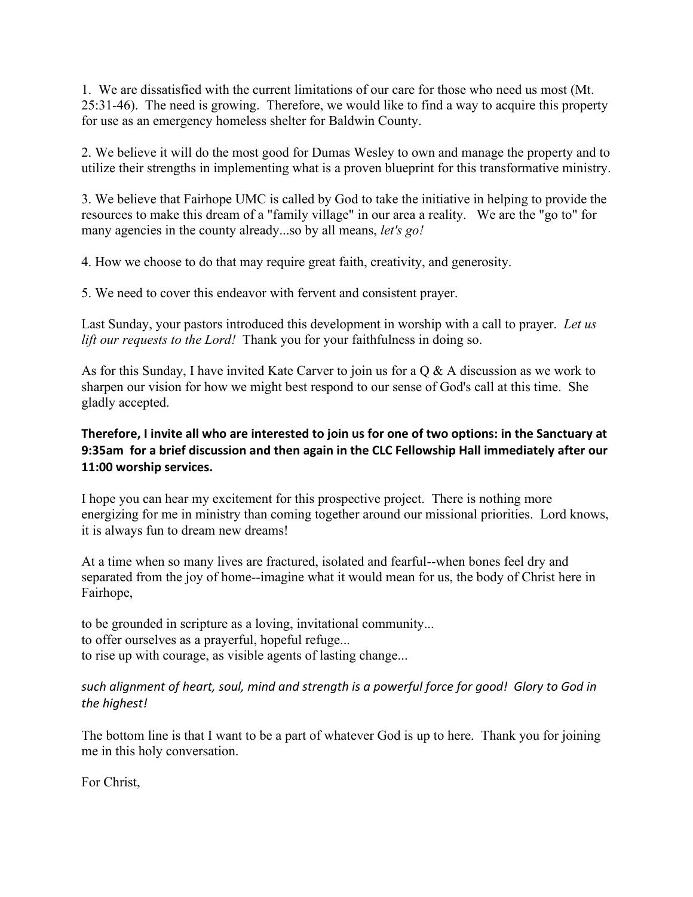1. We are dissatisfied with the current limitations of our care for those who need us most (Mt. 25:31-46). The need is growing. Therefore, we would like to find a way to acquire this property for use as an emergency homeless shelter for Baldwin County.

2. We believe it will do the most good for Dumas Wesley to own and manage the property and to utilize their strengths in implementing what is a proven blueprint for this transformative ministry.

3. We believe that Fairhope UMC is called by God to take the initiative in helping to provide the resources to make this dream of a "family village" in our area a reality. We are the "go to" for many agencies in the county already...so by all means, *let's go!*

4. How we choose to do that may require great faith, creativity, and generosity.

5. We need to cover this endeavor with fervent and consistent prayer.

Last Sunday, your pastors introduced this development in worship with a call to prayer. *Let us lift our requests to the Lord!* Thank you for your faithfulness in doing so.

As for this Sunday, I have invited Kate Carver to join us for a Q & A discussion as we work to sharpen our vision for how we might best respond to our sense of God's call at this time. She gladly accepted.

**Therefore, I invite all who are interested to join us for one of two options: in the Sanctuary at 9:35am for a brief discussion and then again in the CLC Fellowship Hall immediately after our 11:00 worship services.**

I hope you can hear my excitement for this prospective project. There is nothing more energizing for me in ministry than coming together around our missional priorities. Lord knows, it is always fun to dream new dreams!

At a time when so many lives are fractured, isolated and fearful--when bones feel dry and separated from the joy of home--imagine what it would mean for us, the body of Christ here in Fairhope,

to be grounded in scripture as a loving, invitational community...
to offer ourselves as a prayerful, hopeful refuge...
to rise up with courage, as visible agents of lasting change...

*such alignment of heart, soul, mind and strength is a powerful force for good! Glory to God in the highest!*

The bottom line is that I want to be a part of whatever God is up to here. Thank you for joining me in this holy conversation.

For Christ,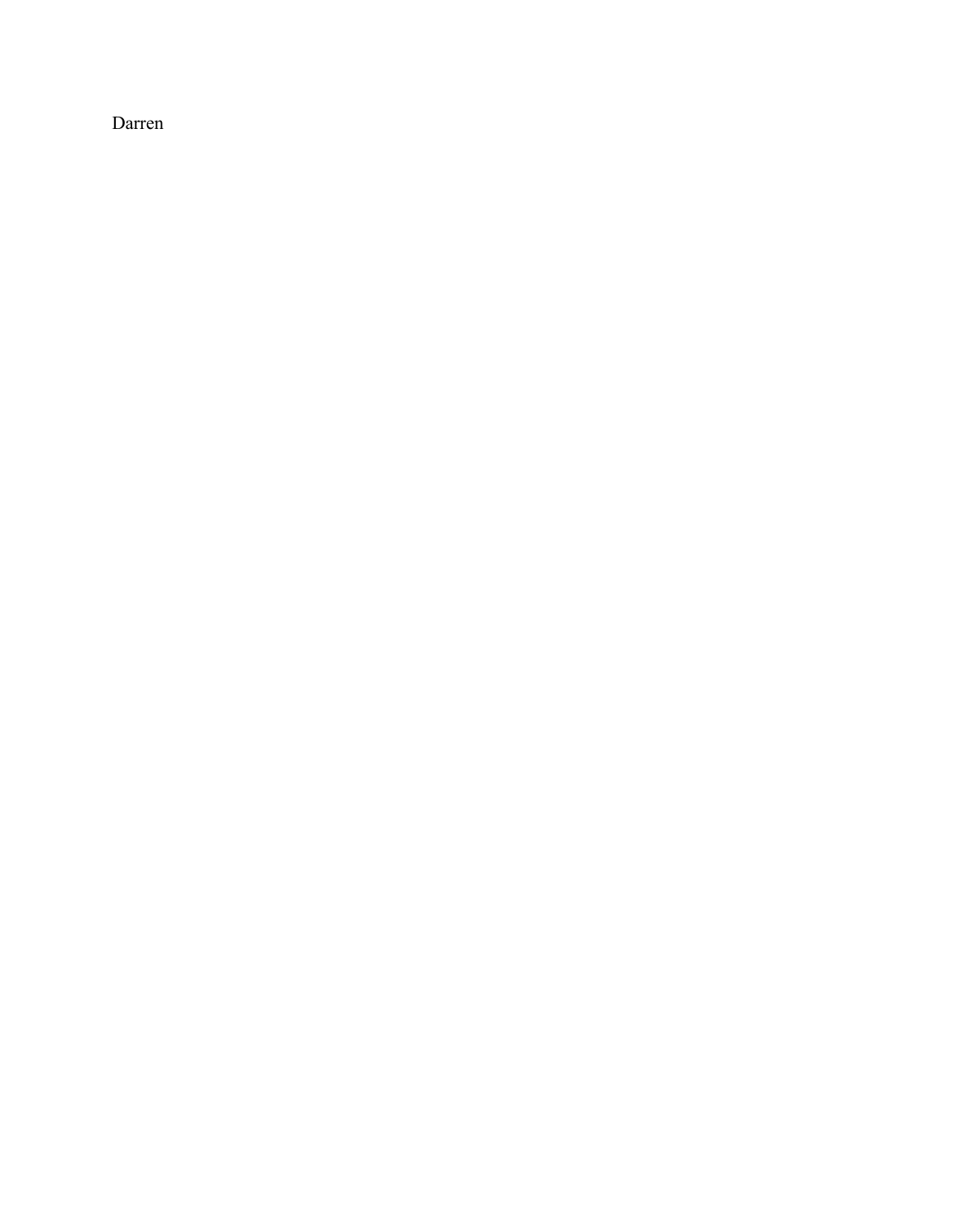Darren